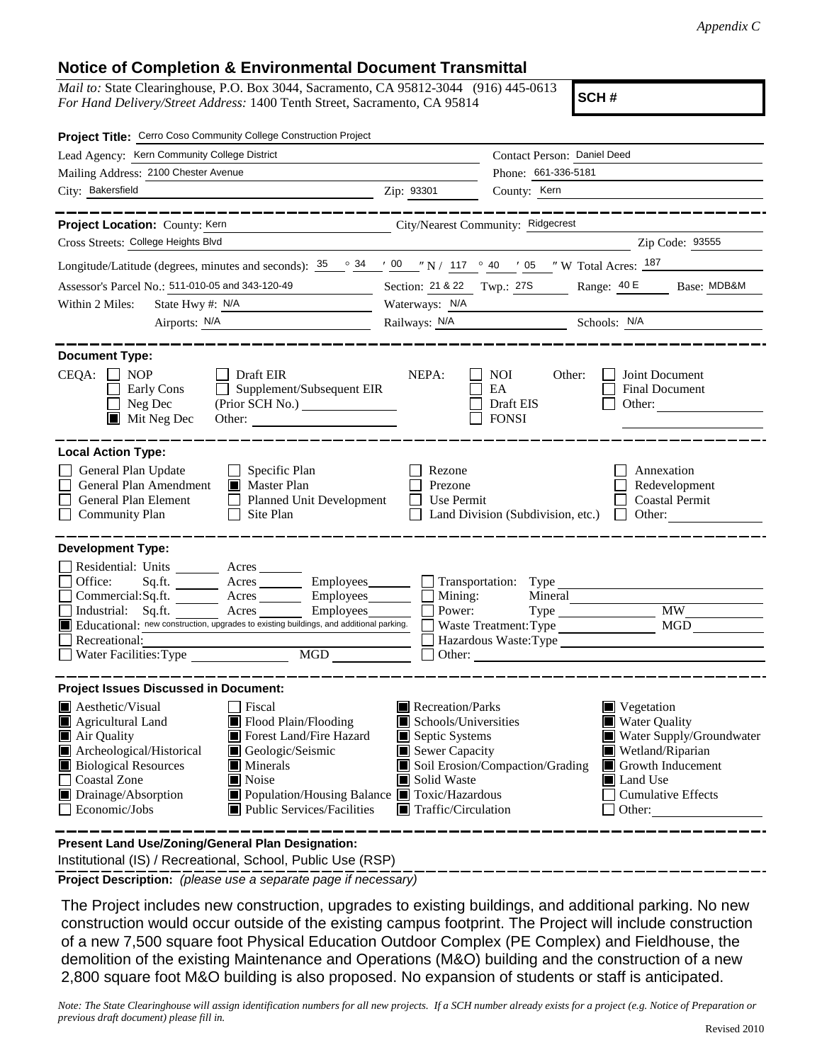*Appendix C*

# Notice of Completion & Environmental Document Transmittal

*Mail to:* State Clearinghouse, P.O. Box 3044, Sacramento, CA 95812-3044 (916) 445-0613
*For Hand Delivery/Street Address:* 1400 Tenth Street, Sacramento, CA 95814

**SCH #**

**Project Title:** Cerro Coso Community College Construction Project

Lead Agency: Kern Community College District — Contact Person: Daniel Deed

Mailing Address: 2100 Chester Avenue — Phone: 661-336-5181

City: Bakersfield — Zip: 93301 — County: Kern

---

**Project Location:** County: Kern — City/Nearest Community: Ridgecrest

Cross Streets: College Heights Blvd — Zip Code: 93555

Longitude/Latitude (degrees, minutes and seconds): 35 ° 34 ′ 00 ″ N / 117 ° 40 ′ 05 ″ W Total Acres: 187

Assessor's Parcel No.: 511-010-05 and 343-120-49 — Section: 21 & 22 Twp.: 27S Range: 40 E Base: MDB&M

Within 2 Miles: State Hwy #: N/A — Waterways: N/A

Airports: N/A — Railways: N/A — Schools: N/A

---

**Document Type:**

CEQA: ☐ NOP ☐ Early Cons ☐ Neg Dec ■ Mit Neg Dec ☐ Draft EIR ☐ Supplement/Subsequent EIR (Prior SCH No.) ______ Other: ______

NEPA: ☐ NOI ☐ EA ☐ Draft EIS ☐ FONSI

Other: ☐ Joint Document ☐ Final Document ☐ Other: ______

---

**Local Action Type:**

☐ General Plan Update ☐ General Plan Amendment ☐ General Plan Element ☐ Community Plan ☐ Specific Plan ■ Master Plan ☐ Planned Unit Development ☐ Site Plan ☐ Rezone ☐ Prezone ☐ Use Permit ☐ Land Division (Subdivision, etc.) ☐ Annexation ☐ Redevelopment ☐ Coastal Permit ☐ Other: ______

---

**Development Type:**

☐ Residential: Units ______ Acres ______
☐ Office: Sq.ft. ______ Acres ______ Employees ______
☐ Commercial: Sq.ft. ______ Acres ______ Employees ______
☐ Industrial: Sq.ft. ______ Acres ______ Employees ______
■ Educational: new construction, upgrades to existing buildings, and additional parking.
☐ Recreational: ______
☐ Water Facilities: Type ______ MGD ______
☐ Transportation: Type ______
☐ Mining: Mineral ______
☐ Power: Type ______ MW ______
☐ Waste Treatment: Type ______ MGD ______
☐ Hazardous Waste: Type ______
☐ Other: ______

---

**Project Issues Discussed in Document:**

■ Aesthetic/Visual
■ Agricultural Land
■ Air Quality
■ Archeological/Historical
■ Biological Resources
☐ Coastal Zone
■ Drainage/Absorption
☐ Economic/Jobs
☐ Fiscal
■ Flood Plain/Flooding
■ Forest Land/Fire Hazard
■ Geologic/Seismic
■ Minerals
■ Noise
■ Population/Housing Balance
■ Public Services/Facilities
■ Recreation/Parks
■ Schools/Universities
■ Septic Systems
■ Sewer Capacity
■ Soil Erosion/Compaction/Grading
■ Solid Waste
■ Toxic/Hazardous
■ Traffic/Circulation
■ Vegetation
■ Water Quality
■ Water Supply/Groundwater
■ Wetland/Riparian
■ Growth Inducement
■ Land Use
☐ Cumulative Effects
☐ Other: ______

---

**Present Land Use/Zoning/General Plan Designation:**

Institutional (IS) / Recreational, School, Public Use (RSP)

---

**Project Description:** *(please use a separate page if necessary)*

The Project includes new construction, upgrades to existing buildings, and additional parking. No new construction would occur outside of the existing campus footprint. The Project will include construction of a new 7,500 square foot Physical Education Outdoor Complex (PE Complex) and Fieldhouse, the demolition of the existing Maintenance and Operations (M&O) building and the construction of a new 2,800 square foot M&O building is also proposed. No expansion of students or staff is anticipated.

*Note: The State Clearinghouse will assign identification numbers for all new projects. If a SCH number already exists for a project (e.g. Notice of Preparation or previous draft document) please fill in.*

Revised 2010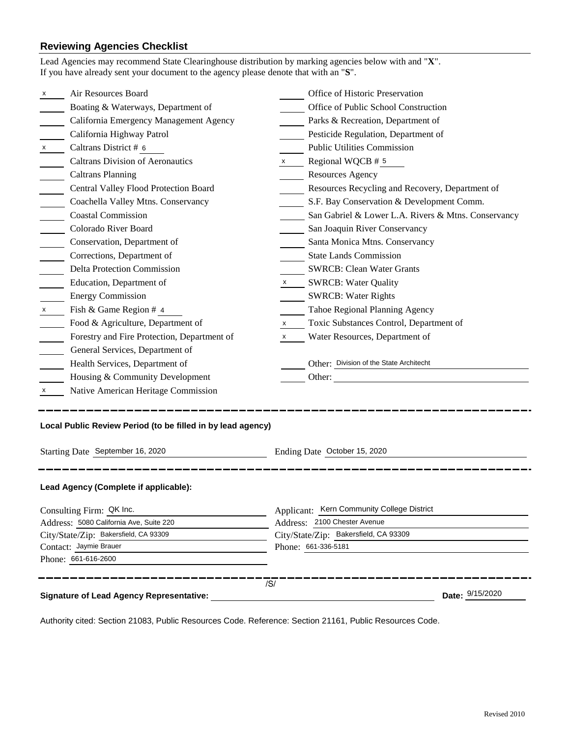## Reviewing Agencies Checklist

Lead Agencies may recommend State Clearinghouse distribution by marking agencies below with and "**X**".
If you have already sent your document to the agency please denote that with an "**S**".

| | | | |
|---|---|---|---|
| x | Air Resources Board | | Office of Historic Preservation |
| | Boating & Waterways, Department of | | Office of Public School Construction |
| | California Emergency Management Agency | | Parks & Recreation, Department of |
| | California Highway Patrol | | Pesticide Regulation, Department of |
| x | Caltrans District # 6 | | Public Utilities Commission |
| | Caltrans Division of Aeronautics | x | Regional WQCB # 5 |
| | Caltrans Planning | | Resources Agency |
| | Central Valley Flood Protection Board | | Resources Recycling and Recovery, Department of |
| | Coachella Valley Mtns. Conservancy | | S.F. Bay Conservation & Development Comm. |
| | Coastal Commission | | San Gabriel & Lower L.A. Rivers & Mtns. Conservancy |
| | Colorado River Board | | San Joaquin River Conservancy |
| | Conservation, Department of | | Santa Monica Mtns. Conservancy |
| | Corrections, Department of | | State Lands Commission |
| | Delta Protection Commission | | SWRCB: Clean Water Grants |
| | Education, Department of | x | SWRCB: Water Quality |
| | Energy Commission | | SWRCB: Water Rights |
| x | Fish & Game Region # 4 | | Tahoe Regional Planning Agency |
| | Food & Agriculture, Department of | x | Toxic Substances Control, Department of |
| | Forestry and Fire Protection, Department of | x | Water Resources, Department of |
| | General Services, Department of | | |
| | Health Services, Department of | | Other: Division of the State Architecht |
| | Housing & Community Development | | Other: |
| x | Native American Heritage Commission | | |

---

**Local Public Review Period (to be filled in by lead agency)**

Starting Date September 16, 2020 &nbsp;&nbsp;&nbsp; Ending Date October 15, 2020

---

**Lead Agency (Complete if applicable):**

| | |
|---|---|
| Consulting Firm: QK Inc. | Applicant: Kern Community College District |
| Address: 5080 California Ave, Suite 220 | Address: 2100 Chester Avenue |
| City/State/Zip: Bakersfield, CA 93309 | City/State/Zip: Bakersfield, CA 93309 |
| Contact: Jaymie Brauer | Phone: 661-336-5181 |
| Phone: 661-616-2600 | |

---

**Signature of Lead Agency Representative:** /S/ &nbsp;&nbsp;&nbsp; **Date:** 9/15/2020

Authority cited: Section 21083, Public Resources Code. Reference: Section 21161, Public Resources Code.

Revised 2010